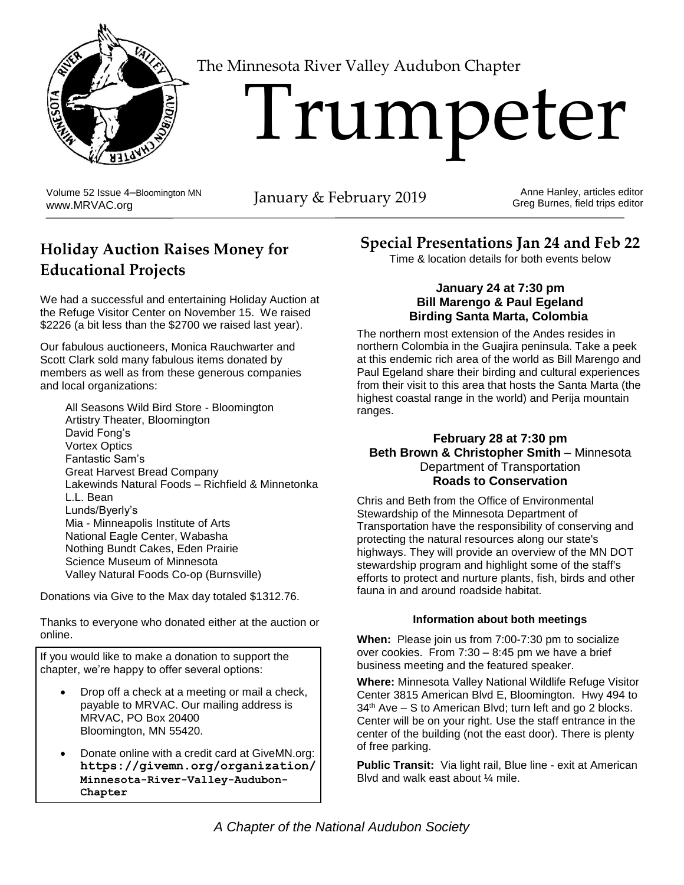The Minnesota River Valley Audubon Chapter

# Trumpeter

Volume 52 Issue 4–Bloomington MN
www.MRVAC.org

January & February 2019

Anne Hanley, articles editor
Greg Burnes, field trips editor

## Holiday Auction Raises Money for Educational Projects

We had a successful and entertaining Holiday Auction at the Refuge Visitor Center on November 15. We raised $2226 (a bit less than the $2700 we raised last year).

Our fabulous auctioneers, Monica Rauchwarter and Scott Clark sold many fabulous items donated by members as well as from these generous companies and local organizations:

All Seasons Wild Bird Store - Bloomington
Artistry Theater, Bloomington
David Fong's
Vortex Optics
Fantastic Sam's
Great Harvest Bread Company
Lakewinds Natural Foods – Richfield & Minnetonka
L.L. Bean
Lunds/Byerly's
Mia - Minneapolis Institute of Arts
National Eagle Center, Wabasha
Nothing Bundt Cakes, Eden Prairie
Science Museum of Minnesota
Valley Natural Foods Co-op (Burnsville)

Donations via Give to the Max day totaled $1312.76.

Thanks to everyone who donated either at the auction or online.

If you would like to make a donation to support the chapter, we're happy to offer several options:

- Drop off a check at a meeting or mail a check, payable to MRVAC. Our mailing address is MRVAC, PO Box 20400 Bloomington, MN 55420.
- Donate online with a credit card at GiveMN.org: **https://givemn.org/organization/Minnesota-River-Valley-Audubon-Chapter**

## Special Presentations Jan 24 and Feb 22

Time & location details for both events below

### January 24 at 7:30 pm
### Bill Marengo & Paul Egeland
### Birding Santa Marta, Colombia

The northern most extension of the Andes resides in northern Colombia in the Guajira peninsula. Take a peek at this endemic rich area of the world as Bill Marengo and Paul Egeland share their birding and cultural experiences from their visit to this area that hosts the Santa Marta (the highest coastal range in the world) and Perija mountain ranges.

### February 28 at 7:30 pm
### Beth Brown & Christopher Smith – Minnesota Department of Transportation
### Roads to Conservation

Chris and Beth from the Office of Environmental Stewardship of the Minnesota Department of Transportation have the responsibility of conserving and protecting the natural resources along our state's highways. They will provide an overview of the MN DOT stewardship program and highlight some of the staff's efforts to protect and nurture plants, fish, birds and other fauna in and around roadside habitat.

#### Information about both meetings

**When:** Please join us from 7:00-7:30 pm to socialize over cookies. From 7:30 – 8:45 pm we have a brief business meeting and the featured speaker.

**Where:** Minnesota Valley National Wildlife Refuge Visitor Center 3815 American Blvd E, Bloomington. Hwy 494 to 34th Ave – S to American Blvd; turn left and go 2 blocks. Center will be on your right. Use the staff entrance in the center of the building (not the east door). There is plenty of free parking.

**Public Transit:** Via light rail, Blue line - exit at American Blvd and walk east about ¼ mile.

*A Chapter of the National Audubon Society*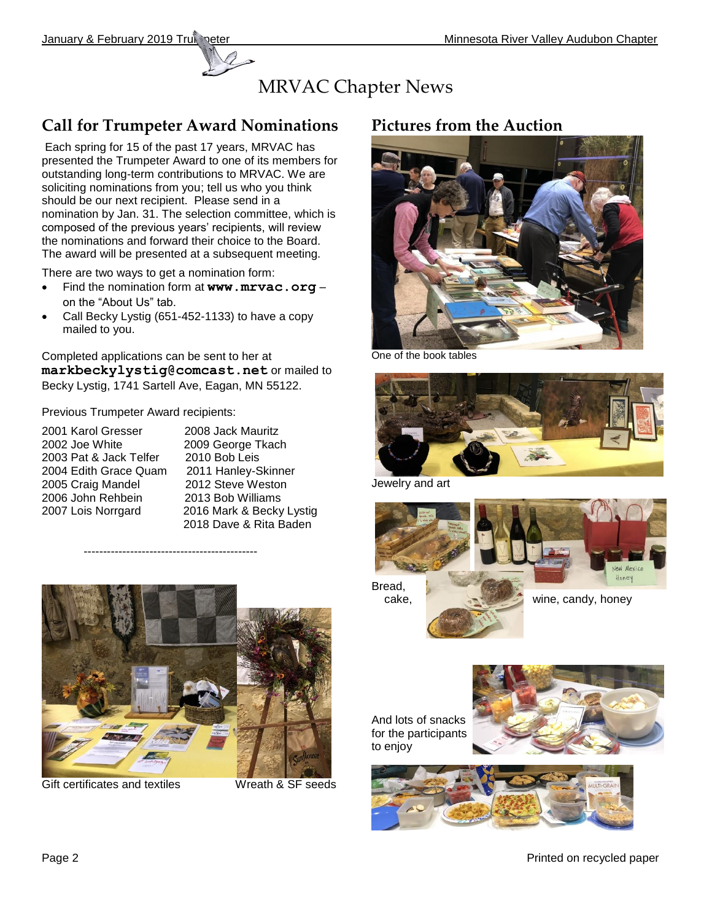# MRVAC Chapter News

## Call for Trumpeter Award Nominations

Each spring for 15 of the past 17 years, MRVAC has presented the Trumpeter Award to one of its members for outstanding long-term contributions to MRVAC. We are soliciting nominations from you; tell us who you think should be our next recipient. Please send in a nomination by Jan. 31. The selection committee, which is composed of the previous years' recipients, will review the nominations and forward their choice to the Board. The award will be presented at a subsequent meeting.

There are two ways to get a nomination form:

- Find the nomination form at **www.mrvac.org** – on the "About Us" tab.
- Call Becky Lystig (651-452-1133) to have a copy mailed to you.

Completed applications can be sent to her at **markbeckylystig@comcast.net** or mailed to Becky Lystig, 1741 Sartell Ave, Eagan, MN 55122.

Previous Trumpeter Award recipients:

2001 Karol Gresser
2002 Joe White
2003 Pat & Jack Telfer
2004 Edith Grace Quam
2005 Craig Mandel
2006 John Rehbein
2007 Lois Norrgard
2008 Jack Mauritz
2009 George Tkach
2010 Bob Leis
2011 Hanley-Skinner
2012 Steve Weston
2013 Bob Williams
2016 Mark & Becky Lystig
2018 Dave & Rita Baden

---

Gift certificates and textiles

Wreath & SF seeds

## Pictures from the Auction

One of the book tables

Jewelry and art

Bread, cake, wine, candy, honey

And lots of snacks for the participants to enjoy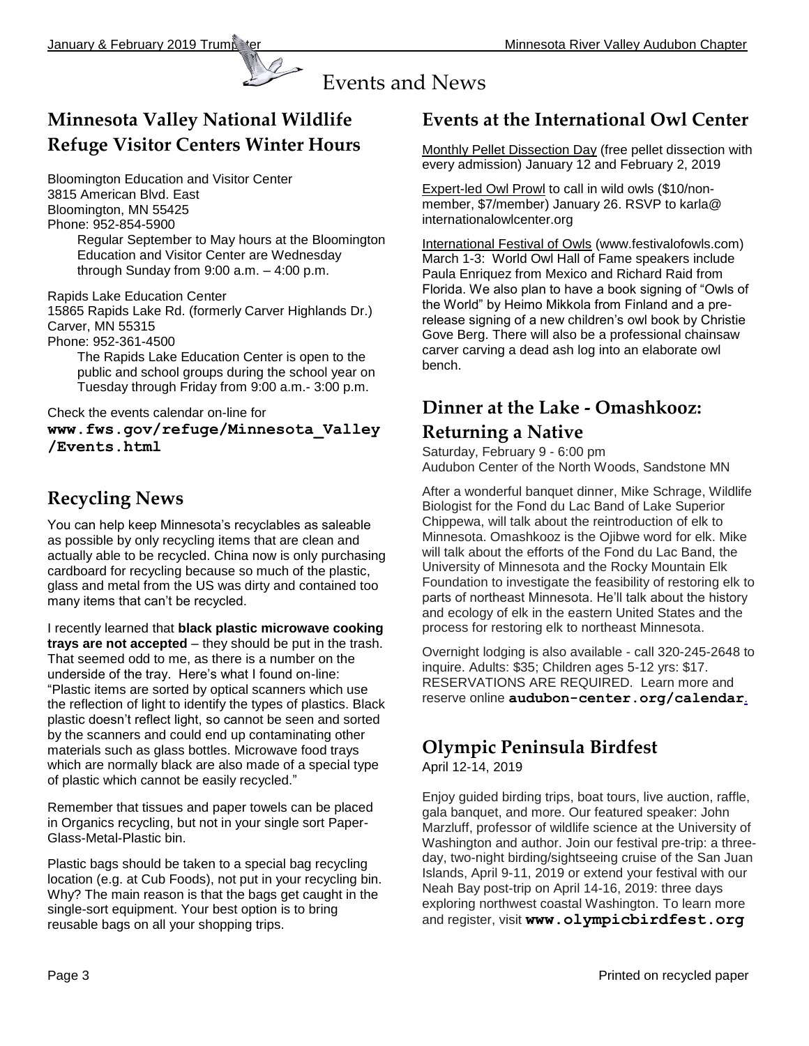# Events and News

## Minnesota Valley National Wildlife Refuge Visitor Centers Winter Hours

Bloomington Education and Visitor Center
3815 American Blvd. East
Bloomington, MN 55425
Phone: 952-854-5900

Regular September to May hours at the Bloomington Education and Visitor Center are Wednesday through Sunday from 9:00 a.m. – 4:00 p.m.

Rapids Lake Education Center
15865 Rapids Lake Rd. (formerly Carver Highlands Dr.)
Carver, MN 55315
Phone: 952-361-4500

The Rapids Lake Education Center is open to the public and school groups during the school year on Tuesday through Friday from 9:00 a.m.- 3:00 p.m.

Check the events calendar on-line for **www.fws.gov/refuge/Minnesota_Valley/Events.html**

## Recycling News

You can help keep Minnesota's recyclables as saleable as possible by only recycling items that are clean and actually able to be recycled. China now is only purchasing cardboard for recycling because so much of the plastic, glass and metal from the US was dirty and contained too many items that can't be recycled.

I recently learned that **black plastic microwave cooking trays are not accepted** – they should be put in the trash. That seemed odd to me, as there is a number on the underside of the tray. Here's what I found on-line: "Plastic items are sorted by optical scanners which use the reflection of light to identify the types of plastics. Black plastic doesn't reflect light, so cannot be seen and sorted by the scanners and could end up contaminating other materials such as glass bottles. Microwave food trays which are normally black are also made of a special type of plastic which cannot be easily recycled."

Remember that tissues and paper towels can be placed in Organics recycling, but not in your single sort Paper-Glass-Metal-Plastic bin.

Plastic bags should be taken to a special bag recycling location (e.g. at Cub Foods), not put in your recycling bin. Why? The main reason is that the bags get caught in the single-sort equipment. Your best option is to bring reusable bags on all your shopping trips.

## Events at the International Owl Center

Monthly Pellet Dissection Day (free pellet dissection with every admission) January 12 and February 2, 2019

Expert-led Owl Prowl to call in wild owls ($10/non-member, $7/member) January 26. RSVP to karla@internationalowlcenter.org

International Festival of Owls (www.festivalofowls.com) March 1-3: World Owl Hall of Fame speakers include Paula Enriquez from Mexico and Richard Raid from Florida. We also plan to have a book signing of "Owls of the World" by Heimo Mikkola from Finland and a pre-release signing of a new children's owl book by Christie Gove Berg. There will also be a professional chainsaw carver carving a dead ash log into an elaborate owl bench.

## Dinner at the Lake - Omashkooz: Returning a Native

Saturday, February 9 - 6:00 pm
Audubon Center of the North Woods, Sandstone MN

After a wonderful banquet dinner, Mike Schrage, Wildlife Biologist for the Fond du Lac Band of Lake Superior Chippewa, will talk about the reintroduction of elk to Minnesota. Omashkooz is the Ojibwe word for elk. Mike will talk about the efforts of the Fond du Lac Band, the University of Minnesota and the Rocky Mountain Elk Foundation to investigate the feasibility of restoring elk to parts of northeast Minnesota. He'll talk about the history and ecology of elk in the eastern United States and the process for restoring elk to northeast Minnesota.

Overnight lodging is also available - call 320-245-2648 to inquire. Adults: $35; Children ages 5-12 yrs: $17. RESERVATIONS ARE REQUIRED. Learn more and reserve online **audubon-center.org/calendar**.

## Olympic Peninsula Birdfest

April 12-14, 2019

Enjoy guided birding trips, boat tours, live auction, raffle, gala banquet, and more. Our featured speaker: John Marzluff, professor of wildlife science at the University of Washington and author. Join our festival pre-trip: a three-day, two-night birding/sightseeing cruise of the San Juan Islands, April 9-11, 2019 or extend your festival with our Neah Bay post-trip on April 14-16, 2019: three days exploring northwest coastal Washington. To learn more and register, visit **www.olympicbirdfest.org**

Printed on recycled paper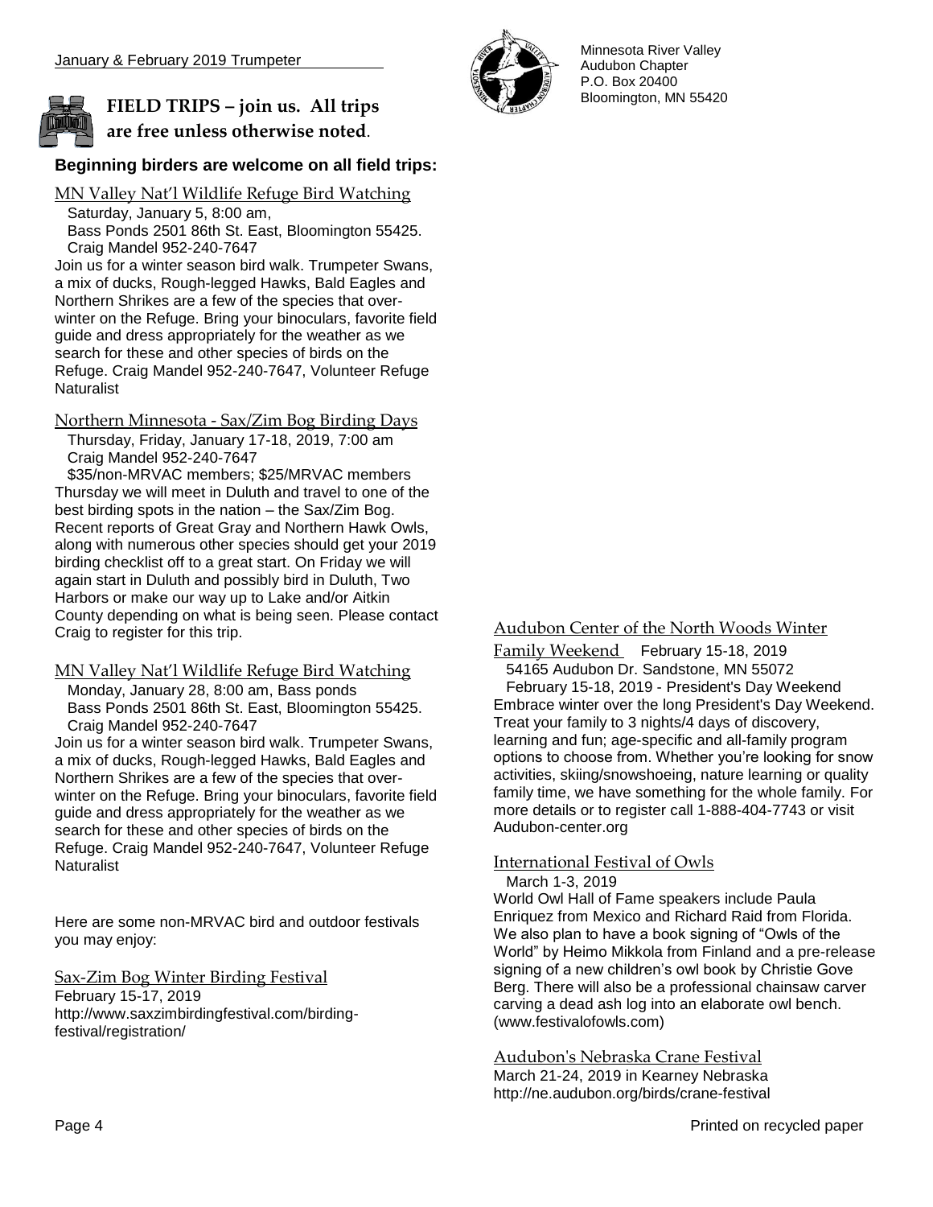Minnesota River Valley
Audubon Chapter
P.O. Box 20400
Bloomington, MN 55420

## FIELD TRIPS – join us. All trips are free unless otherwise noted.

**Beginning birders are welcome on all field trips:**

### MN Valley Nat'l Wildlife Refuge Bird Watching

Saturday, January 5, 8:00 am,
Bass Ponds 2501 86th St. East, Bloomington 55425.
Craig Mandel 952-240-7647

Join us for a winter season bird walk. Trumpeter Swans, a mix of ducks, Rough-legged Hawks, Bald Eagles and Northern Shrikes are a few of the species that over-winter on the Refuge. Bring your binoculars, favorite field guide and dress appropriately for the weather as we search for these and other species of birds on the Refuge. Craig Mandel 952-240-7647, Volunteer Refuge Naturalist

### Northern Minnesota - Sax/Zim Bog Birding Days

Thursday, Friday, January 17-18, 2019, 7:00 am
Craig Mandel 952-240-7647
$35/non-MRVAC members; $25/MRVAC members

Thursday we will meet in Duluth and travel to one of the best birding spots in the nation – the Sax/Zim Bog. Recent reports of Great Gray and Northern Hawk Owls, along with numerous other species should get your 2019 birding checklist off to a great start. On Friday we will again start in Duluth and possibly bird in Duluth, Two Harbors or make our way up to Lake and/or Aitkin County depending on what is being seen. Please contact Craig to register for this trip.

### MN Valley Nat'l Wildlife Refuge Bird Watching

Monday, January 28, 8:00 am, Bass ponds
Bass Ponds 2501 86th St. East, Bloomington 55425.
Craig Mandel 952-240-7647

Join us for a winter season bird walk. Trumpeter Swans, a mix of ducks, Rough-legged Hawks, Bald Eagles and Northern Shrikes are a few of the species that over-winter on the Refuge. Bring your binoculars, favorite field guide and dress appropriately for the weather as we search for these and other species of birds on the Refuge. Craig Mandel 952-240-7647, Volunteer Refuge Naturalist

Here are some non-MRVAC bird and outdoor festivals you may enjoy:

### Sax-Zim Bog Winter Birding Festival

February 15-17, 2019
http://www.saxzimbirdingfestival.com/birding-festival/registration/

### Audubon Center of the North Woods Winter Family Weekend

February 15-18, 2019
54165 Audubon Dr. Sandstone, MN 55072
February 15-18, 2019 - President's Day Weekend

Embrace winter over the long President's Day Weekend. Treat your family to 3 nights/4 days of discovery, learning and fun; age-specific and all-family program options to choose from. Whether you're looking for snow activities, skiing/snowshoeing, nature learning or quality family time, we have something for the whole family. For more details or to register call 1-888-404-7743 or visit Audubon-center.org

### International Festival of Owls

March 1-3, 2019

World Owl Hall of Fame speakers include Paula Enriquez from Mexico and Richard Raid from Florida. We also plan to have a book signing of "Owls of the World" by Heimo Mikkola from Finland and a pre-release signing of a new children's owl book by Christie Gove Berg. There will also be a professional chainsaw carver carving a dead ash log into an elaborate owl bench. (www.festivalofowls.com)

### Audubon's Nebraska Crane Festival

March 21-24, 2019 in Kearney Nebraska
http://ne.audubon.org/birds/crane-festival

Printed on recycled paper